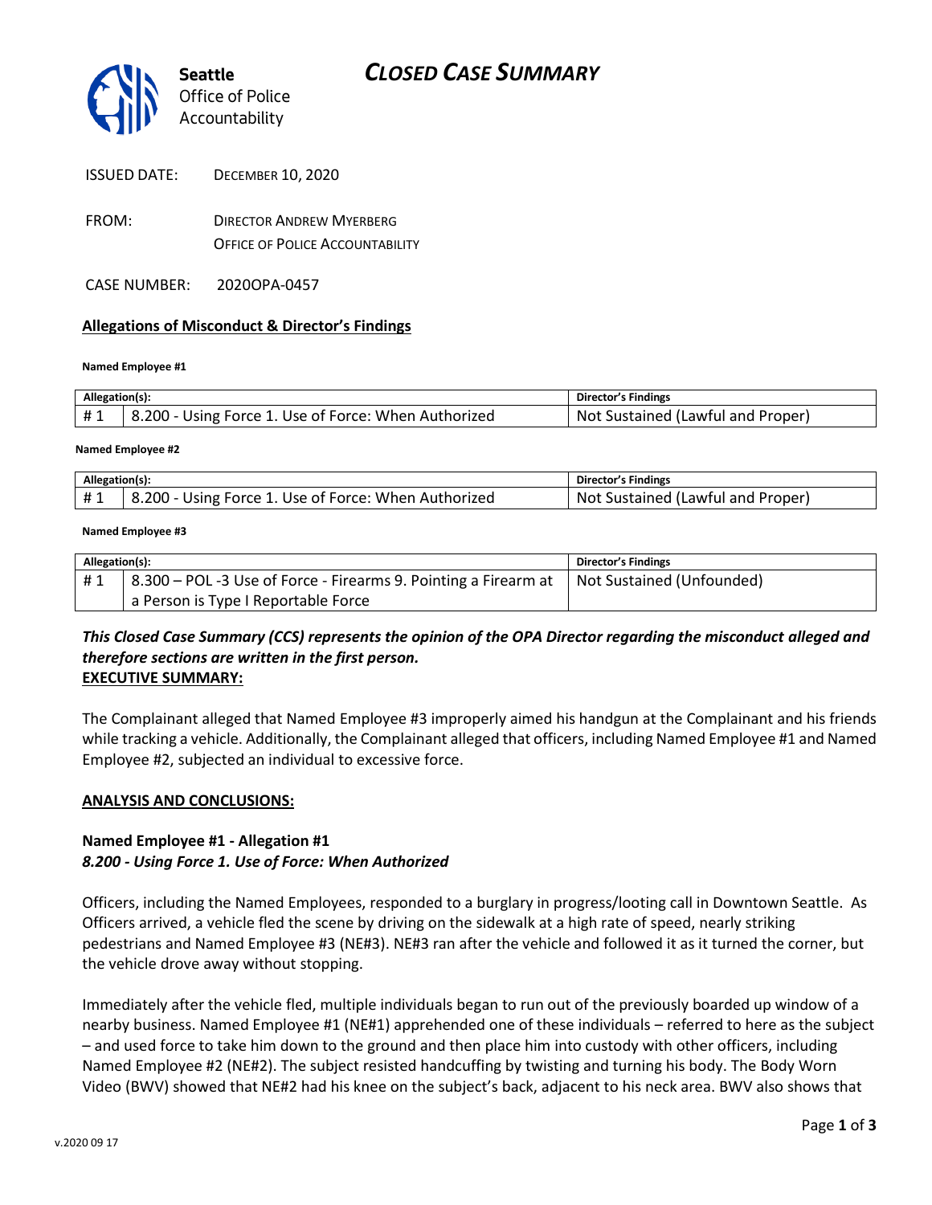# CLOSED CASE SUMMARY

Seattle Office of Police Accountability

ISSUED DATE: DECEMBER 10, 2020

FROM: DIRECTOR ANDREW MYERBERG
OFFICE OF POLICE ACCOUNTABILITY

CASE NUMBER: 2020OPA-0457

## Allegations of Misconduct & Director's Findings

**Named Employee #1**

| Allegation(s): | | Director's Findings |
|---|---|---|
| # 1 | 8.200 - Using Force 1. Use of Force: When Authorized | Not Sustained (Lawful and Proper) |

**Named Employee #2**

| Allegation(s): | | Director's Findings |
|---|---|---|
| # 1 | 8.200 - Using Force 1. Use of Force: When Authorized | Not Sustained (Lawful and Proper) |

**Named Employee #3**

| Allegation(s): | | Director's Findings |
|---|---|---|
| # 1 | 8.300 – POL -3 Use of Force - Firearms 9. Pointing a Firearm at a Person is Type I Reportable Force | Not Sustained (Unfounded) |

***This Closed Case Summary (CCS) represents the opinion of the OPA Director regarding the misconduct alleged and therefore sections are written in the first person.***

**EXECUTIVE SUMMARY:**

The Complainant alleged that Named Employee #3 improperly aimed his handgun at the Complainant and his friends while tracking a vehicle. Additionally, the Complainant alleged that officers, including Named Employee #1 and Named Employee #2, subjected an individual to excessive force.

**ANALYSIS AND CONCLUSIONS:**

**Named Employee #1 - Allegation #1**
***8.200 - Using Force 1. Use of Force: When Authorized***

Officers, including the Named Employees, responded to a burglary in progress/looting call in Downtown Seattle. As Officers arrived, a vehicle fled the scene by driving on the sidewalk at a high rate of speed, nearly striking pedestrians and Named Employee #3 (NE#3). NE#3 ran after the vehicle and followed it as it turned the corner, but the vehicle drove away without stopping.

Immediately after the vehicle fled, multiple individuals began to run out of the previously boarded up window of a nearby business. Named Employee #1 (NE#1) apprehended one of these individuals – referred to here as the subject – and used force to take him down to the ground and then place him into custody with other officers, including Named Employee #2 (NE#2). The subject resisted handcuffing by twisting and turning his body. The Body Worn Video (BWV) showed that NE#2 had his knee on the subject's back, adjacent to his neck area. BWV also shows that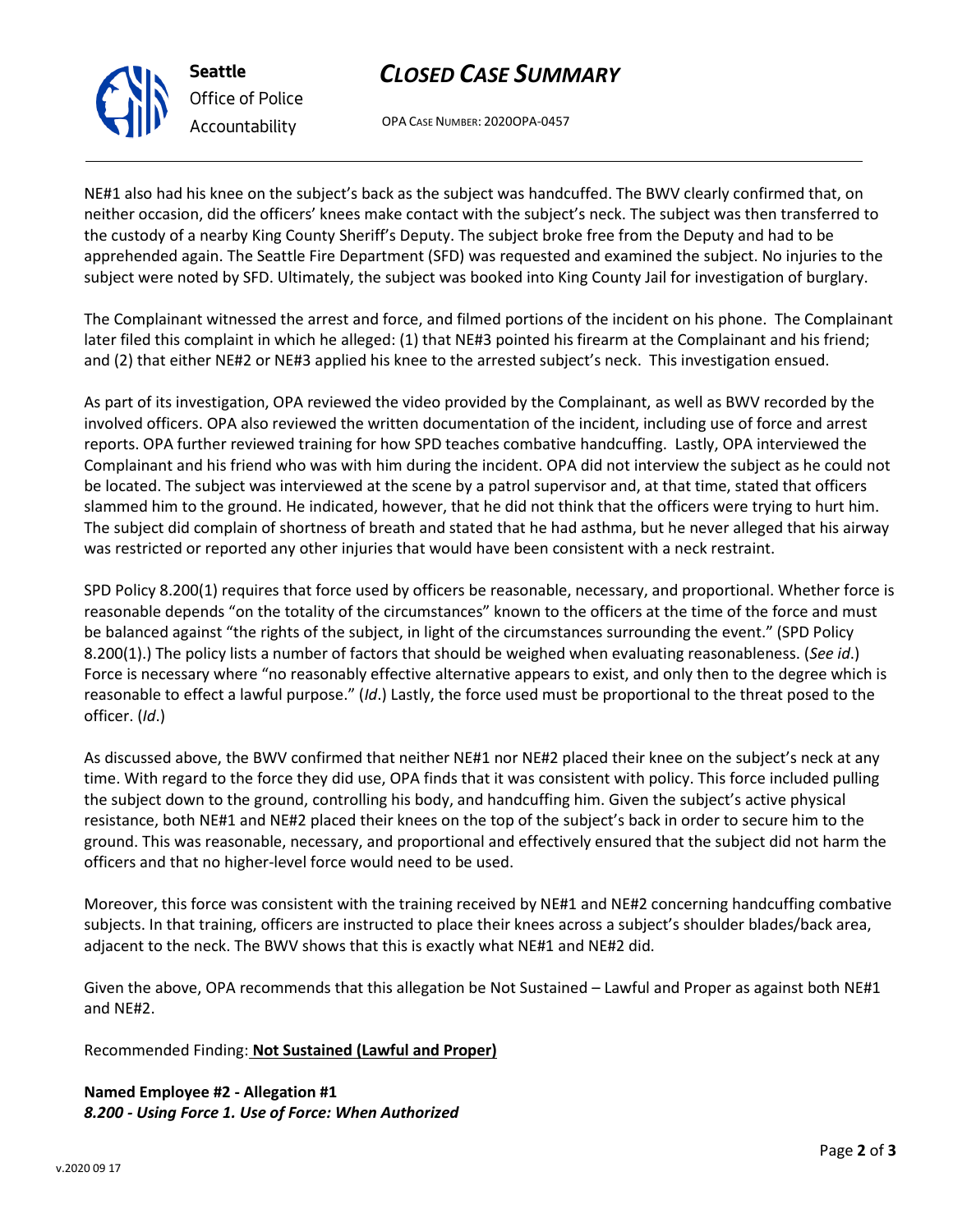NE#1 also had his knee on the subject's back as the subject was handcuffed. The BWV clearly confirmed that, on neither occasion, did the officers' knees make contact with the subject's neck. The subject was then transferred to the custody of a nearby King County Sheriff's Deputy. The subject broke free from the Deputy and had to be apprehended again. The Seattle Fire Department (SFD) was requested and examined the subject. No injuries to the subject were noted by SFD. Ultimately, the subject was booked into King County Jail for investigation of burglary.

The Complainant witnessed the arrest and force, and filmed portions of the incident on his phone. The Complainant later filed this complaint in which he alleged: (1) that NE#3 pointed his firearm at the Complainant and his friend; and (2) that either NE#2 or NE#3 applied his knee to the arrested subject's neck. This investigation ensued.

As part of its investigation, OPA reviewed the video provided by the Complainant, as well as BWV recorded by the involved officers. OPA also reviewed the written documentation of the incident, including use of force and arrest reports. OPA further reviewed training for how SPD teaches combative handcuffing. Lastly, OPA interviewed the Complainant and his friend who was with him during the incident. OPA did not interview the subject as he could not be located. The subject was interviewed at the scene by a patrol supervisor and, at that time, stated that officers slammed him to the ground. He indicated, however, that he did not think that the officers were trying to hurt him. The subject did complain of shortness of breath and stated that he had asthma, but he never alleged that his airway was restricted or reported any other injuries that would have been consistent with a neck restraint.

SPD Policy 8.200(1) requires that force used by officers be reasonable, necessary, and proportional. Whether force is reasonable depends "on the totality of the circumstances" known to the officers at the time of the force and must be balanced against "the rights of the subject, in light of the circumstances surrounding the event." (SPD Policy 8.200(1).) The policy lists a number of factors that should be weighed when evaluating reasonableness. (*See id*.) Force is necessary where "no reasonably effective alternative appears to exist, and only then to the degree which is reasonable to effect a lawful purpose." (*Id*.) Lastly, the force used must be proportional to the threat posed to the officer. (*Id*.)

As discussed above, the BWV confirmed that neither NE#1 nor NE#2 placed their knee on the subject's neck at any time. With regard to the force they did use, OPA finds that it was consistent with policy. This force included pulling the subject down to the ground, controlling his body, and handcuffing him. Given the subject's active physical resistance, both NE#1 and NE#2 placed their knees on the top of the subject's back in order to secure him to the ground. This was reasonable, necessary, and proportional and effectively ensured that the subject did not harm the officers and that no higher-level force would need to be used.

Moreover, this force was consistent with the training received by NE#1 and NE#2 concerning handcuffing combative subjects. In that training, officers are instructed to place their knees across a subject's shoulder blades/back area, adjacent to the neck. The BWV shows that this is exactly what NE#1 and NE#2 did.

Given the above, OPA recommends that this allegation be Not Sustained – Lawful and Proper as against both NE#1 and NE#2.

Recommended Finding: **Not Sustained (Lawful and Proper)**

**Named Employee #2 - Allegation #1**
***8.200 - Using Force 1. Use of Force: When Authorized***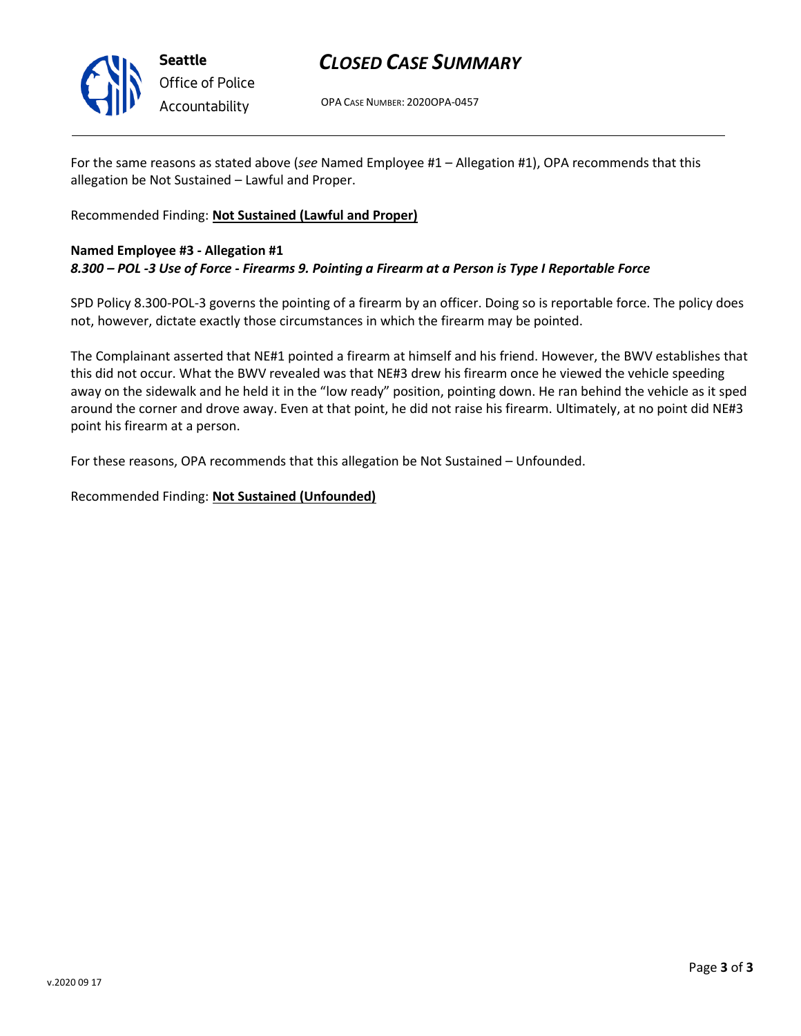For the same reasons as stated above (*see* Named Employee #1 – Allegation #1), OPA recommends that this allegation be Not Sustained – Lawful and Proper.

Recommended Finding: **Not Sustained (Lawful and Proper)**

**Named Employee #3 - Allegation #1**
***8.300 – POL -3 Use of Force - Firearms 9. Pointing a Firearm at a Person is Type I Reportable Force***

SPD Policy 8.300-POL-3 governs the pointing of a firearm by an officer. Doing so is reportable force. The policy does not, however, dictate exactly those circumstances in which the firearm may be pointed.

The Complainant asserted that NE#1 pointed a firearm at himself and his friend. However, the BWV establishes that this did not occur. What the BWV revealed was that NE#3 drew his firearm once he viewed the vehicle speeding away on the sidewalk and he held it in the "low ready" position, pointing down. He ran behind the vehicle as it sped around the corner and drove away. Even at that point, he did not raise his firearm. Ultimately, at no point did NE#3 point his firearm at a person.

For these reasons, OPA recommends that this allegation be Not Sustained – Unfounded.

Recommended Finding: **Not Sustained (Unfounded)**